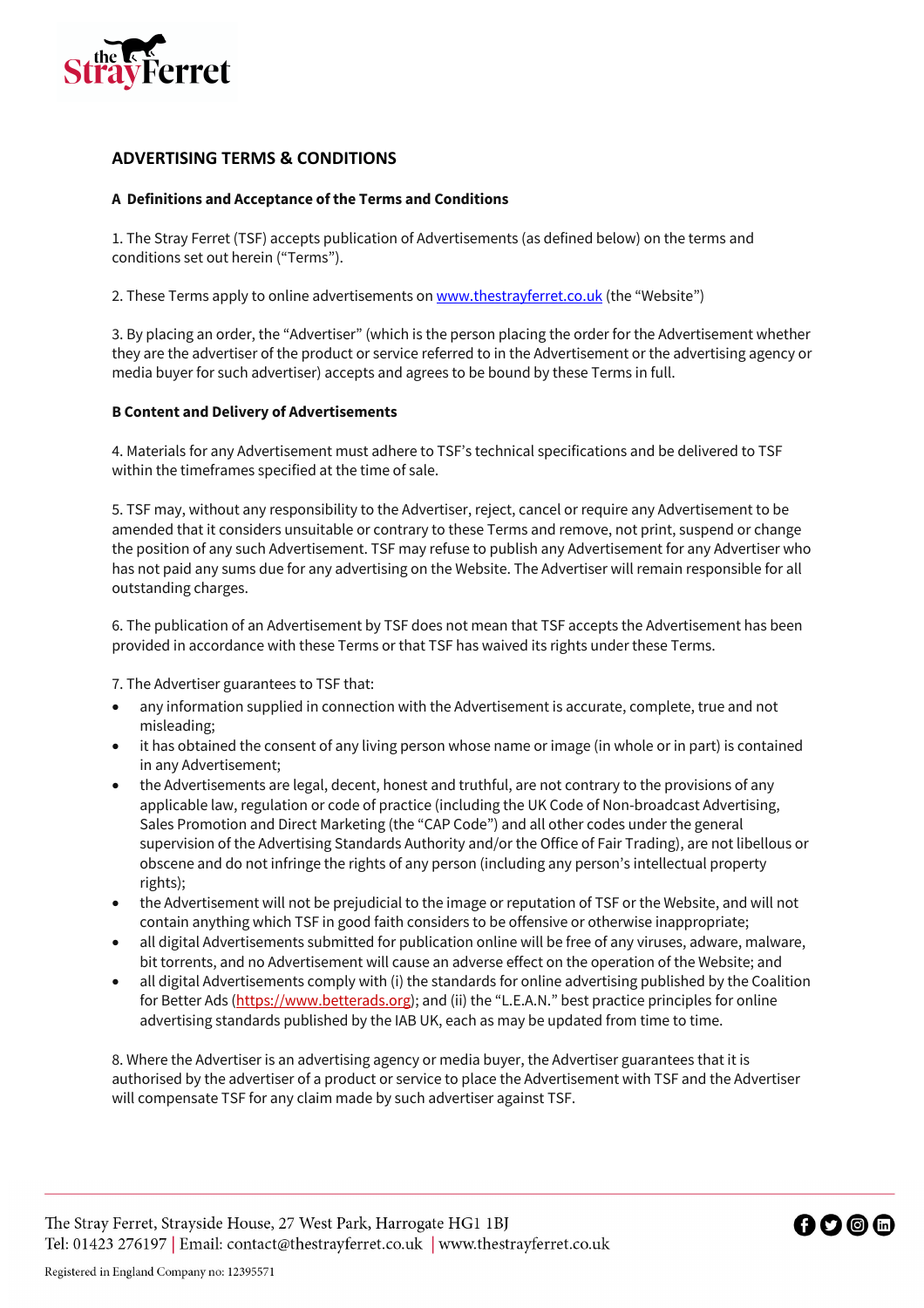# ADVERTISING TERMS & CONDITIONS

## A Definitions and Acceptance of the Terms and Conditions

1. The Stray Ferret (TSF) accepts publication of Advertisements (as defined below) on the terms and conditions set out herein ("Terms").

2. These Terms apply to online advertisements on [www.thestrayferret.co.uk](http://www.thestrayferret.co.uk) (the "Website")

3. By placing an order, the "Advertiser" (which is the person placing the order for the Advertisement whether they are the advertiser of the product or service referred to in the Advertisement or the advertising agency or media buyer for such advertiser) accepts and agrees to be bound by these Terms in full.

## B Content and Delivery of Advertisements

4. Materials for any Advertisement must adhere to TSF's technical specifications and be delivered to TSF within the timeframes specified at the time of sale.

5. TSF may, without any responsibility to the Advertiser, reject, cancel or require any Advertisement to be amended that it considers unsuitable or contrary to these Terms and remove, not print, suspend or change the position of any such Advertisement. TSF may refuse to publish any Advertisement for any Advertiser who has not paid any sums due for any advertising on the Website. The Advertiser will remain responsible for all outstanding charges.

6. The publication of an Advertisement by TSF does not mean that TSF accepts the Advertisement has been provided in accordance with these Terms or that TSF has waived its rights under these Terms.

7. The Advertiser guarantees to TSF that:

- any information supplied in connection with the Advertisement is accurate, complete, true and not misleading;
- it has obtained the consent of any living person whose name or image (in whole or in part) is contained in any Advertisement;
- the Advertisements are legal, decent, honest and truthful, are not contrary to the provisions of any applicable law, regulation or code of practice (including the UK Code of Non-broadcast Advertising, Sales Promotion and Direct Marketing (the "CAP Code") and all other codes under the general supervision of the Advertising Standards Authority and/or the Office of Fair Trading), are not libellous or obscene and do not infringe the rights of any person (including any person's intellectual property rights);
- the Advertisement will not be prejudicial to the image or reputation of TSF or the Website, and will not contain anything which TSF in good faith considers to be offensive or otherwise inappropriate;
- all digital Advertisements submitted for publication online will be free of any viruses, adware, malware, bit torrents, and no Advertisement will cause an adverse effect on the operation of the Website; and
- all digital Advertisements comply with (i) the standards for online advertising published by the Coalition for Better Ads ([https://www.betterads.org](https://www.betterads.org)); and (ii) the "L.E.A.N." best practice principles for online advertising standards published by the IAB UK, each as may be updated from time to time.

8. Where the Advertiser is an advertising agency or media buyer, the Advertiser guarantees that it is authorised by the advertiser of a product or service to place the Advertisement with TSF and the Advertiser will compensate TSF for any claim made by such advertiser against TSF.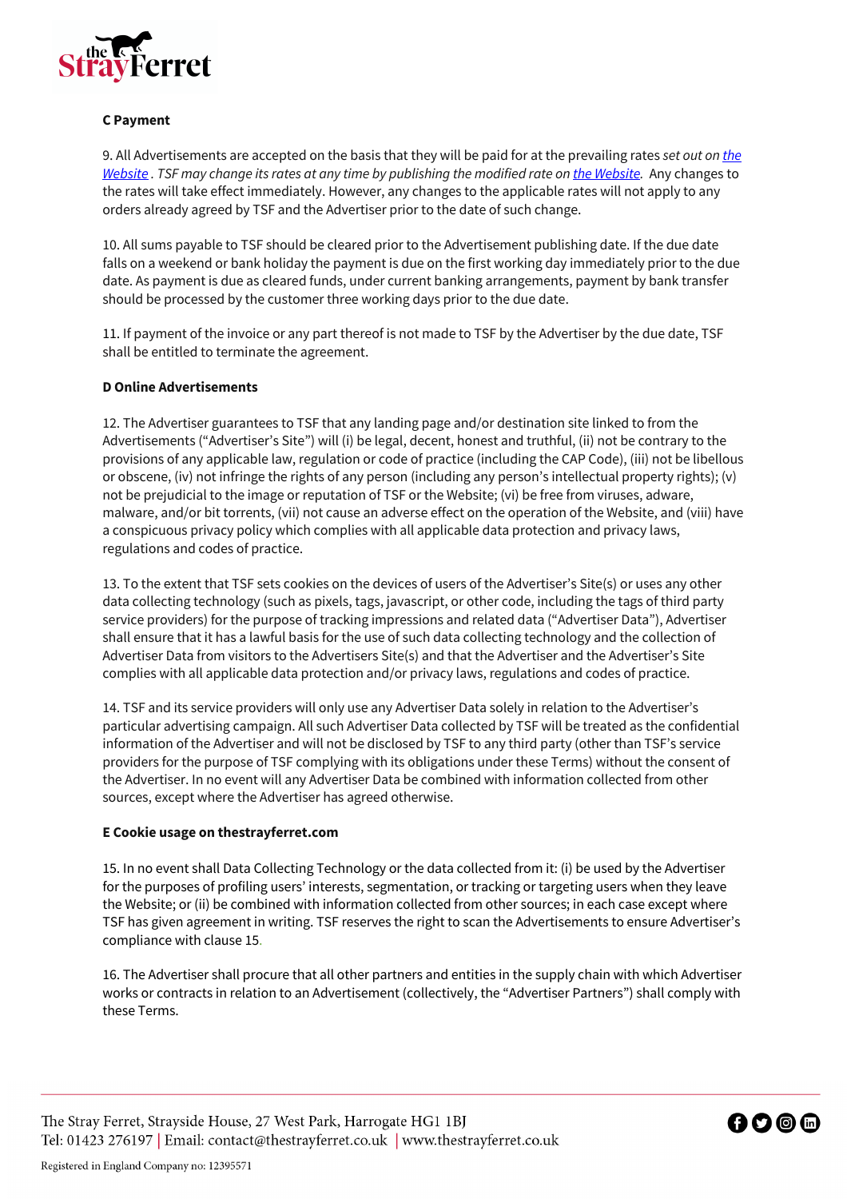**C Payment**

9. All Advertisements are accepted on the basis that they will be paid for at the prevailing rates *set out on [the Website](). TSF may change its rates at any time by publishing the modified rate on [the Website]().* Any changes to the rates will take effect immediately. However, any changes to the applicable rates will not apply to any orders already agreed by TSF and the Advertiser prior to the date of such change.

10. All sums payable to TSF should be cleared prior to the Advertisement publishing date. If the due date falls on a weekend or bank holiday the payment is due on the first working day immediately prior to the due date. As payment is due as cleared funds, under current banking arrangements, payment by bank transfer should be processed by the customer three working days prior to the due date.

11. If payment of the invoice or any part thereof is not made to TSF by the Advertiser by the due date, TSF shall be entitled to terminate the agreement.

**D Online Advertisements**

12. The Advertiser guarantees to TSF that any landing page and/or destination site linked to from the Advertisements ("Advertiser's Site") will (i) be legal, decent, honest and truthful, (ii) not be contrary to the provisions of any applicable law, regulation or code of practice (including the CAP Code), (iii) not be libellous or obscene, (iv) not infringe the rights of any person (including any person's intellectual property rights); (v) not be prejudicial to the image or reputation of TSF or the Website; (vi) be free from viruses, adware, malware, and/or bit torrents, (vii) not cause an adverse effect on the operation of the Website, and (viii) have a conspicuous privacy policy which complies with all applicable data protection and privacy laws, regulations and codes of practice.

13. To the extent that TSF sets cookies on the devices of users of the Advertiser's Site(s) or uses any other data collecting technology (such as pixels, tags, javascript, or other code, including the tags of third party service providers) for the purpose of tracking impressions and related data ("Advertiser Data"), Advertiser shall ensure that it has a lawful basis for the use of such data collecting technology and the collection of Advertiser Data from visitors to the Advertisers Site(s) and that the Advertiser and the Advertiser's Site complies with all applicable data protection and/or privacy laws, regulations and codes of practice.

14. TSF and its service providers will only use any Advertiser Data solely in relation to the Advertiser's particular advertising campaign. All such Advertiser Data collected by TSF will be treated as the confidential information of the Advertiser and will not be disclosed by TSF to any third party (other than TSF's service providers for the purpose of TSF complying with its obligations under these Terms) without the consent of the Advertiser. In no event will any Advertiser Data be combined with information collected from other sources, except where the Advertiser has agreed otherwise.

**E Cookie usage on thestrayferret.com**

15. In no event shall Data Collecting Technology or the data collected from it: (i) be used by the Advertiser for the purposes of profiling users' interests, segmentation, or tracking or targeting users when they leave the Website; or (ii) be combined with information collected from other sources; in each case except where TSF has given agreement in writing. TSF reserves the right to scan the Advertisements to ensure Advertiser's compliance with clause 15.

16. The Advertiser shall procure that all other partners and entities in the supply chain with which Advertiser works or contracts in relation to an Advertisement (collectively, the "Advertiser Partners") shall comply with these Terms.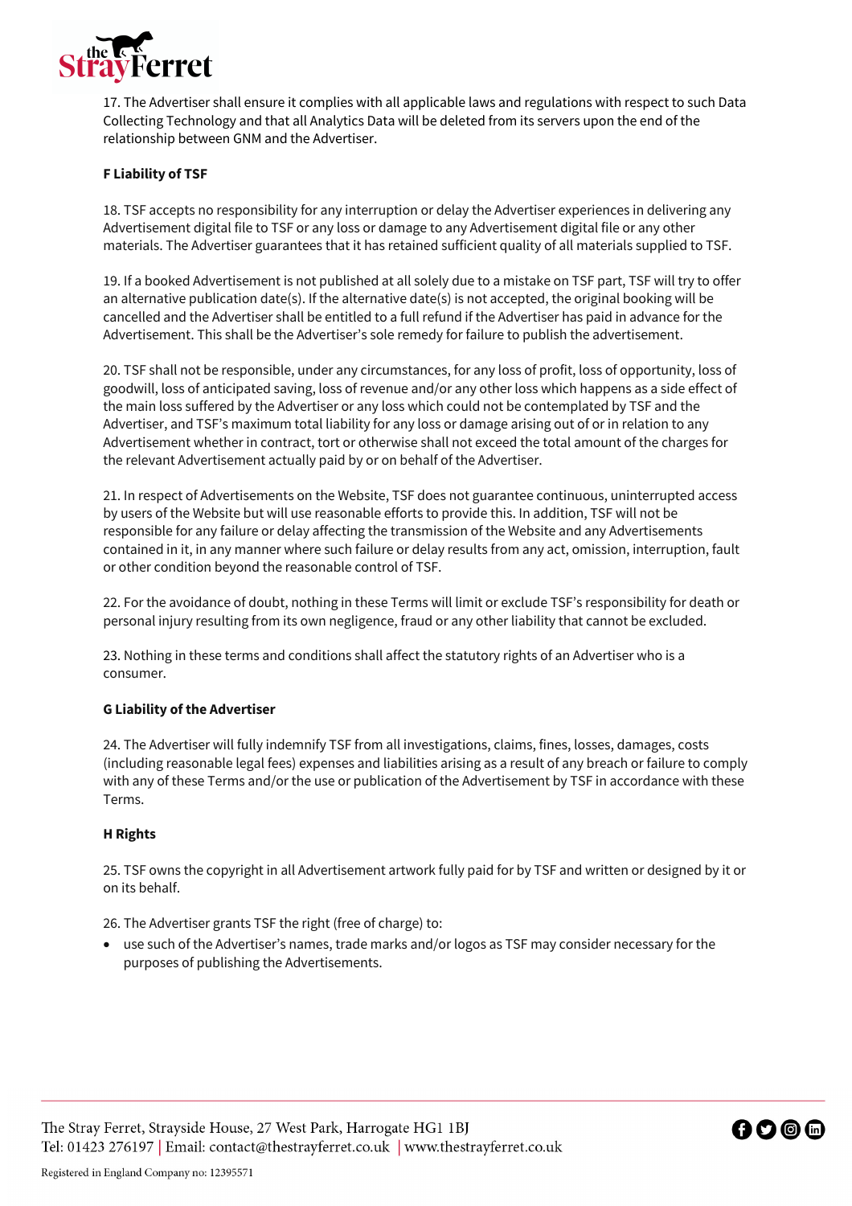17. The Advertiser shall ensure it complies with all applicable laws and regulations with respect to such Data Collecting Technology and that all Analytics Data will be deleted from its servers upon the end of the relationship between GNM and the Advertiser.

**F Liability of TSF**

18. TSF accepts no responsibility for any interruption or delay the Advertiser experiences in delivering any Advertisement digital file to TSF or any loss or damage to any Advertisement digital file or any other materials. The Advertiser guarantees that it has retained sufficient quality of all materials supplied to TSF.

19. If a booked Advertisement is not published at all solely due to a mistake on TSF part, TSF will try to offer an alternative publication date(s). If the alternative date(s) is not accepted, the original booking will be cancelled and the Advertiser shall be entitled to a full refund if the Advertiser has paid in advance for the Advertisement. This shall be the Advertiser's sole remedy for failure to publish the advertisement.

20. TSF shall not be responsible, under any circumstances, for any loss of profit, loss of opportunity, loss of goodwill, loss of anticipated saving, loss of revenue and/or any other loss which happens as a side effect of the main loss suffered by the Advertiser or any loss which could not be contemplated by TSF and the Advertiser, and TSF's maximum total liability for any loss or damage arising out of or in relation to any Advertisement whether in contract, tort or otherwise shall not exceed the total amount of the charges for the relevant Advertisement actually paid by or on behalf of the Advertiser.

21. In respect of Advertisements on the Website, TSF does not guarantee continuous, uninterrupted access by users of the Website but will use reasonable efforts to provide this. In addition, TSF will not be responsible for any failure or delay affecting the transmission of the Website and any Advertisements contained in it, in any manner where such failure or delay results from any act, omission, interruption, fault or other condition beyond the reasonable control of TSF.

22. For the avoidance of doubt, nothing in these Terms will limit or exclude TSF's responsibility for death or personal injury resulting from its own negligence, fraud or any other liability that cannot be excluded.

23. Nothing in these terms and conditions shall affect the statutory rights of an Advertiser who is a consumer.

**G Liability of the Advertiser**

24. The Advertiser will fully indemnify TSF from all investigations, claims, fines, losses, damages, costs (including reasonable legal fees) expenses and liabilities arising as a result of any breach or failure to comply with any of these Terms and/or the use or publication of the Advertisement by TSF in accordance with these Terms.

**H Rights**

25. TSF owns the copyright in all Advertisement artwork fully paid for by TSF and written or designed by it or on its behalf.

26. The Advertiser grants TSF the right (free of charge) to:

- use such of the Advertiser's names, trade marks and/or logos as TSF may consider necessary for the purposes of publishing the Advertisements.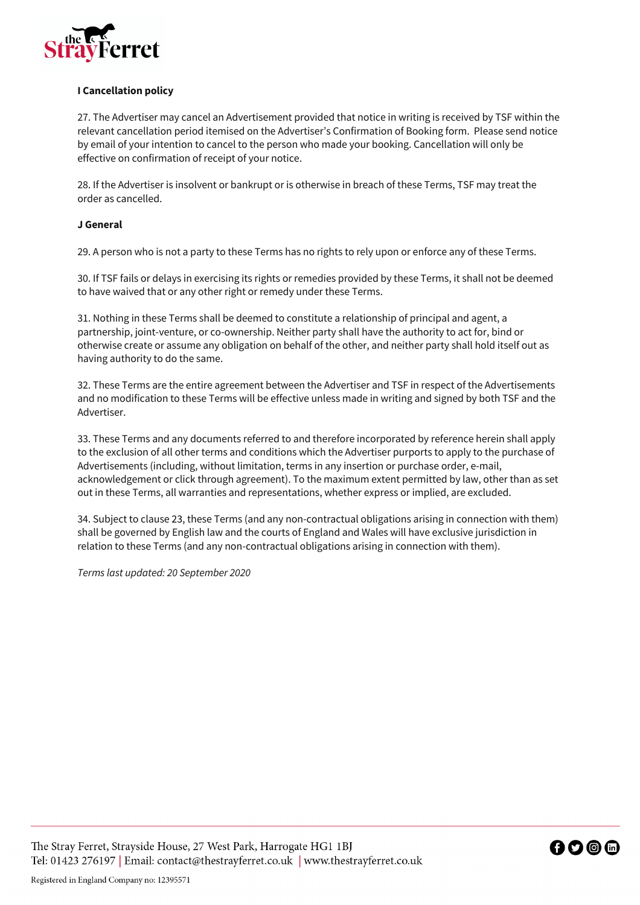**I Cancellation policy**

27. The Advertiser may cancel an Advertisement provided that notice in writing is received by TSF within the relevant cancellation period itemised on the Advertiser's Confirmation of Booking form. Please send notice by email of your intention to cancel to the person who made your booking. Cancellation will only be effective on confirmation of receipt of your notice.

28. If the Advertiser is insolvent or bankrupt or is otherwise in breach of these Terms, TSF may treat the order as cancelled.

**J General**

29. A person who is not a party to these Terms has no rights to rely upon or enforce any of these Terms.

30. If TSF fails or delays in exercising its rights or remedies provided by these Terms, it shall not be deemed to have waived that or any other right or remedy under these Terms.

31. Nothing in these Terms shall be deemed to constitute a relationship of principal and agent, a partnership, joint-venture, or co-ownership. Neither party shall have the authority to act for, bind or otherwise create or assume any obligation on behalf of the other, and neither party shall hold itself out as having authority to do the same.

32. These Terms are the entire agreement between the Advertiser and TSF in respect of the Advertisements and no modification to these Terms will be effective unless made in writing and signed by both TSF and the Advertiser.

33. These Terms and any documents referred to and therefore incorporated by reference herein shall apply to the exclusion of all other terms and conditions which the Advertiser purports to apply to the purchase of Advertisements (including, without limitation, terms in any insertion or purchase order, e-mail, acknowledgement or click through agreement). To the maximum extent permitted by law, other than as set out in these Terms, all warranties and representations, whether express or implied, are excluded.

34. Subject to clause 23, these Terms (and any non-contractual obligations arising in connection with them) shall be governed by English law and the courts of England and Wales will have exclusive jurisdiction in relation to these Terms (and any non-contractual obligations arising in connection with them).

*Terms last updated: 20 September 2020*